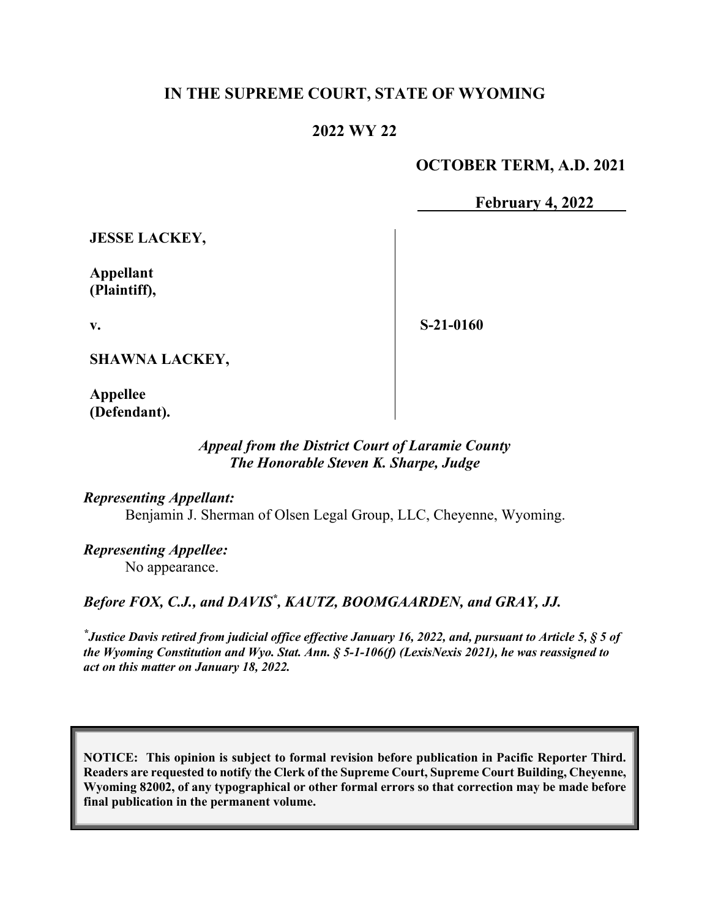# IN THE SUPREME COURT, STATE OF WYOMING

## 2022 WY 22

**OCTOBER TERM, A.D. 2021**

**February 4, 2022**

| | |
|---|---|
| **JESSE LACKEY,**<br><br>**Appellant**<br>**(Plaintiff),**<br><br>**v.**<br><br>**SHAWNA LACKEY,**<br><br>**Appellee**<br>**(Defendant).** | **S-21-0160** |

*Appeal from the District Court of Laramie County*
*The Honorable Steven K. Sharpe, Judge*

*Representing Appellant:*
Benjamin J. Sherman of Olsen Legal Group, LLC, Cheyenne, Wyoming.

*Representing Appellee:*
No appearance.

*Before FOX, C.J., and DAVIS*, KAUTZ, BOOMGAARDEN, and GRAY, JJ.*

*\*Justice Davis retired from judicial office effective January 16, 2022, and, pursuant to Article 5, § 5 of the Wyoming Constitution and Wyo. Stat. Ann. § 5-1-106(f) (LexisNexis 2021), he was reassigned to act on this matter on January 18, 2022.*

**NOTICE: This opinion is subject to formal revision before publication in Pacific Reporter Third. Readers are requested to notify the Clerk of the Supreme Court, Supreme Court Building, Cheyenne, Wyoming 82002, of any typographical or other formal errors so that correction may be made before final publication in the permanent volume.**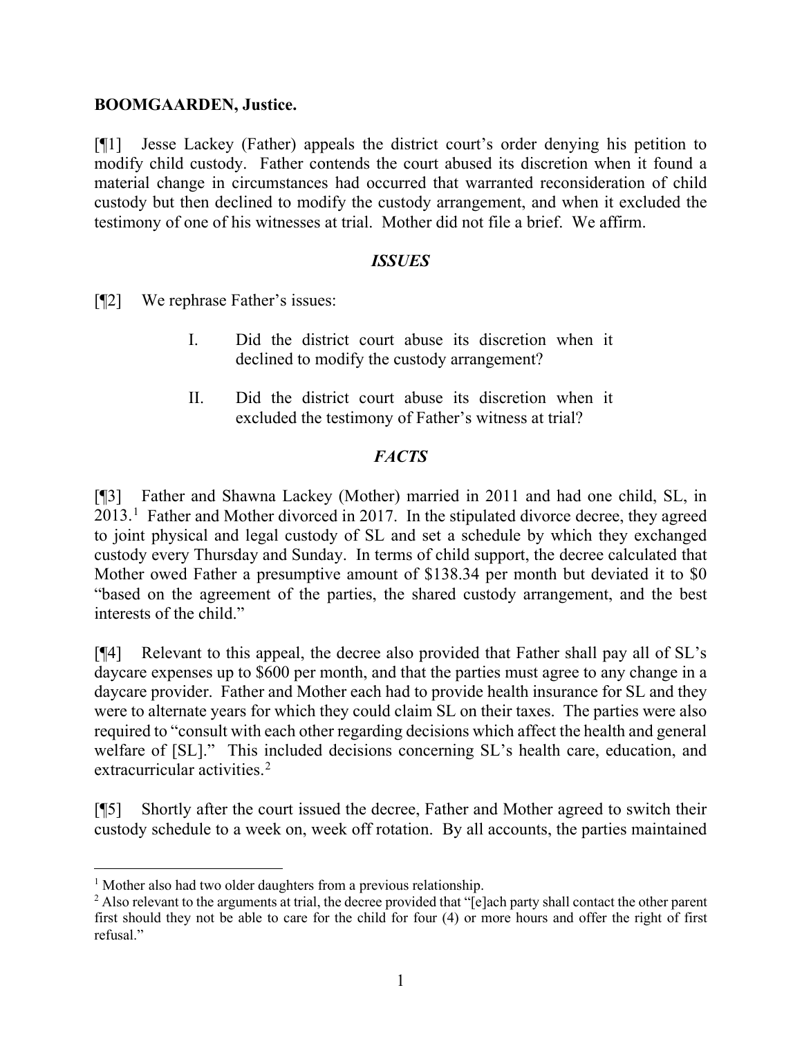**BOOMGAARDEN, Justice.**

[¶1] Jesse Lackey (Father) appeals the district court's order denying his petition to modify child custody. Father contends the court abused its discretion when it found a material change in circumstances had occurred that warranted reconsideration of child custody but then declined to modify the custody arrangement, and when it excluded the testimony of one of his witnesses at trial. Mother did not file a brief. We affirm.

### *ISSUES*

[¶2] We rephrase Father's issues:

> I. Did the district court abuse its discretion when it declined to modify the custody arrangement?
>
> II. Did the district court abuse its discretion when it excluded the testimony of Father's witness at trial?

### *FACTS*

[¶3] Father and Shawna Lackey (Mother) married in 2011 and had one child, SL, in 2013.[1] Father and Mother divorced in 2017. In the stipulated divorce decree, they agreed to joint physical and legal custody of SL and set a schedule by which they exchanged custody every Thursday and Sunday. In terms of child support, the decree calculated that Mother owed Father a presumptive amount of $138.34 per month but deviated it to $0 "based on the agreement of the parties, the shared custody arrangement, and the best interests of the child."

[¶4] Relevant to this appeal, the decree also provided that Father shall pay all of SL's daycare expenses up to $600 per month, and that the parties must agree to any change in a daycare provider. Father and Mother each had to provide health insurance for SL and they were to alternate years for which they could claim SL on their taxes. The parties were also required to "consult with each other regarding decisions which affect the health and general welfare of [SL]." This included decisions concerning SL's health care, education, and extracurricular activities.[2]

[¶5] Shortly after the court issued the decree, Father and Mother agreed to switch their custody schedule to a week on, week off rotation. By all accounts, the parties maintained

---

[1] Mother also had two older daughters from a previous relationship.

[2] Also relevant to the arguments at trial, the decree provided that "[e]ach party shall contact the other parent first should they not be able to care for the child for four (4) or more hours and offer the right of first refusal."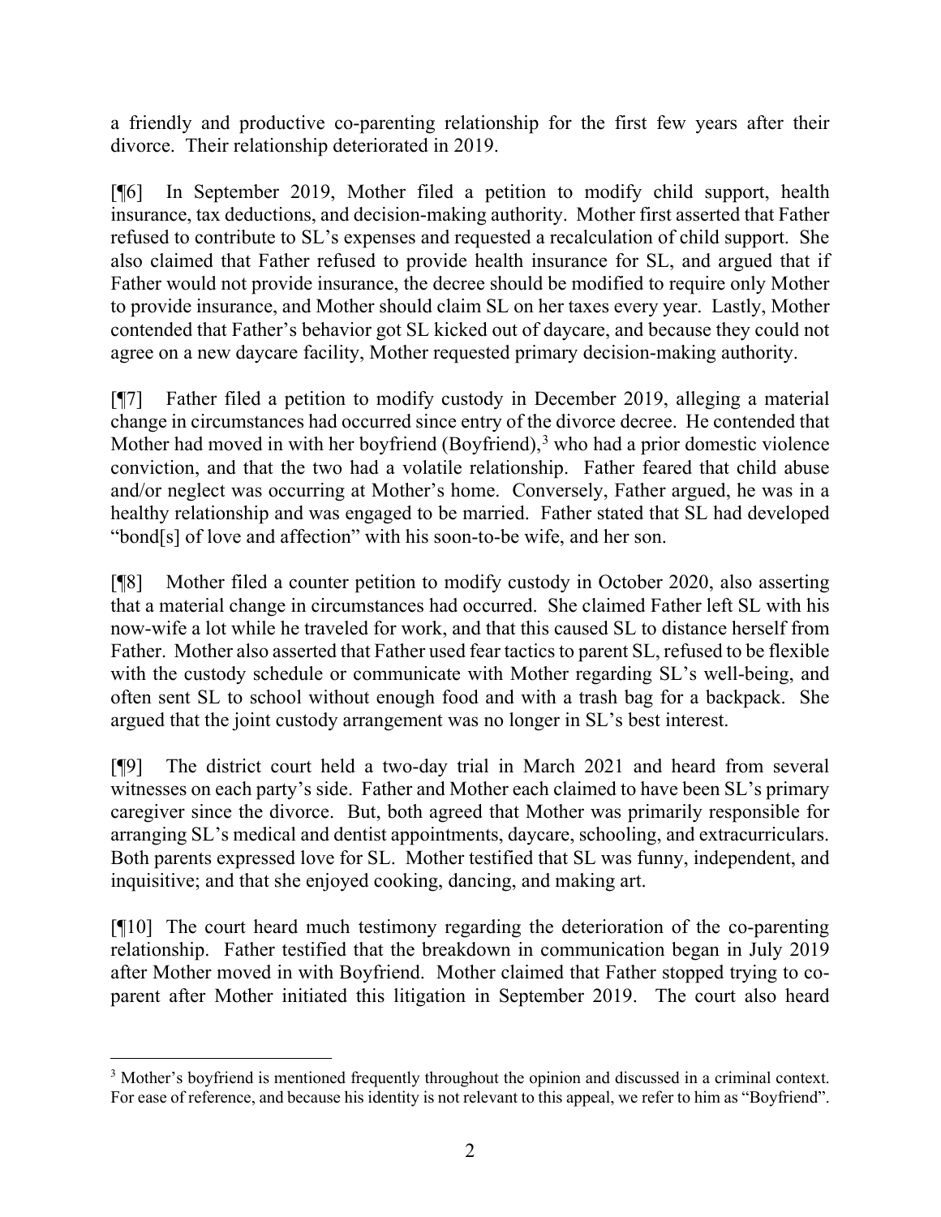a friendly and productive co-parenting relationship for the first few years after their divorce. Their relationship deteriorated in 2019.

[¶6] In September 2019, Mother filed a petition to modify child support, health insurance, tax deductions, and decision-making authority. Mother first asserted that Father refused to contribute to SL's expenses and requested a recalculation of child support. She also claimed that Father refused to provide health insurance for SL, and argued that if Father would not provide insurance, the decree should be modified to require only Mother to provide insurance, and Mother should claim SL on her taxes every year. Lastly, Mother contended that Father's behavior got SL kicked out of daycare, and because they could not agree on a new daycare facility, Mother requested primary decision-making authority.

[¶7] Father filed a petition to modify custody in December 2019, alleging a material change in circumstances had occurred since entry of the divorce decree. He contended that Mother had moved in with her boyfriend (Boyfriend),[3] who had a prior domestic violence conviction, and that the two had a volatile relationship. Father feared that child abuse and/or neglect was occurring at Mother's home. Conversely, Father argued, he was in a healthy relationship and was engaged to be married. Father stated that SL had developed "bond[s] of love and affection" with his soon-to-be wife, and her son.

[¶8] Mother filed a counter petition to modify custody in October 2020, also asserting that a material change in circumstances had occurred. She claimed Father left SL with his now-wife a lot while he traveled for work, and that this caused SL to distance herself from Father. Mother also asserted that Father used fear tactics to parent SL, refused to be flexible with the custody schedule or communicate with Mother regarding SL's well-being, and often sent SL to school without enough food and with a trash bag for a backpack. She argued that the joint custody arrangement was no longer in SL's best interest.

[¶9] The district court held a two-day trial in March 2021 and heard from several witnesses on each party's side. Father and Mother each claimed to have been SL's primary caregiver since the divorce. But, both agreed that Mother was primarily responsible for arranging SL's medical and dentist appointments, daycare, schooling, and extracurriculars. Both parents expressed love for SL. Mother testified that SL was funny, independent, and inquisitive; and that she enjoyed cooking, dancing, and making art.

[¶10] The court heard much testimony regarding the deterioration of the co-parenting relationship. Father testified that the breakdown in communication began in July 2019 after Mother moved in with Boyfriend. Mother claimed that Father stopped trying to co-parent after Mother initiated this litigation in September 2019. The court also heard

---

[3] Mother's boyfriend is mentioned frequently throughout the opinion and discussed in a criminal context. For ease of reference, and because his identity is not relevant to this appeal, we refer to him as "Boyfriend".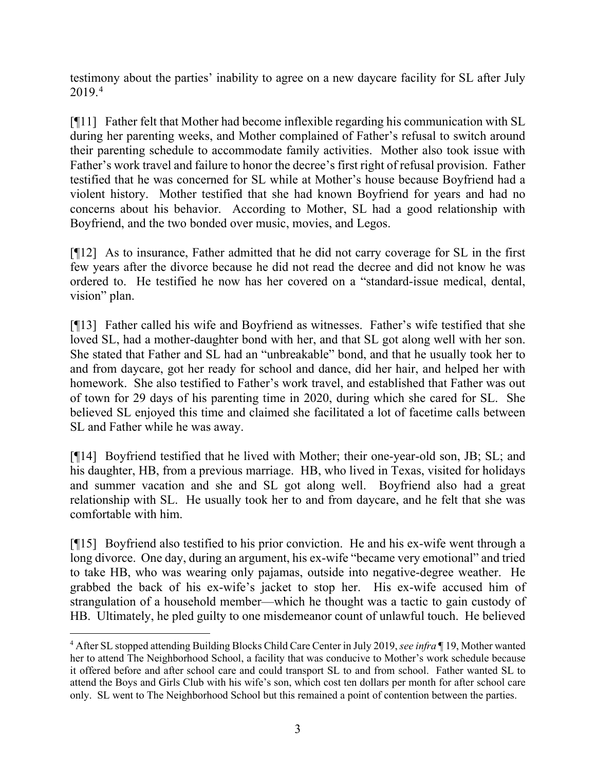testimony about the parties' inability to agree on a new daycare facility for SL after July 2019.[4]

[¶11] Father felt that Mother had become inflexible regarding his communication with SL during her parenting weeks, and Mother complained of Father's refusal to switch around their parenting schedule to accommodate family activities. Mother also took issue with Father's work travel and failure to honor the decree's first right of refusal provision. Father testified that he was concerned for SL while at Mother's house because Boyfriend had a violent history. Mother testified that she had known Boyfriend for years and had no concerns about his behavior. According to Mother, SL had a good relationship with Boyfriend, and the two bonded over music, movies, and Legos.

[¶12] As to insurance, Father admitted that he did not carry coverage for SL in the first few years after the divorce because he did not read the decree and did not know he was ordered to. He testified he now has her covered on a "standard-issue medical, dental, vision" plan.

[¶13] Father called his wife and Boyfriend as witnesses. Father's wife testified that she loved SL, had a mother-daughter bond with her, and that SL got along well with her son. She stated that Father and SL had an "unbreakable" bond, and that he usually took her to and from daycare, got her ready for school and dance, did her hair, and helped her with homework. She also testified to Father's work travel, and established that Father was out of town for 29 days of his parenting time in 2020, during which she cared for SL. She believed SL enjoyed this time and claimed she facilitated a lot of facetime calls between SL and Father while he was away.

[¶14] Boyfriend testified that he lived with Mother; their one-year-old son, JB; SL; and his daughter, HB, from a previous marriage. HB, who lived in Texas, visited for holidays and summer vacation and she and SL got along well. Boyfriend also had a great relationship with SL. He usually took her to and from daycare, and he felt that she was comfortable with him.

[¶15] Boyfriend also testified to his prior conviction. He and his ex-wife went through a long divorce. One day, during an argument, his ex-wife "became very emotional" and tried to take HB, who was wearing only pajamas, outside into negative-degree weather. He grabbed the back of his ex-wife's jacket to stop her. His ex-wife accused him of strangulation of a household member—which he thought was a tactic to gain custody of HB. Ultimately, he pled guilty to one misdemeanor count of unlawful touch. He believed

---

[4] After SL stopped attending Building Blocks Child Care Center in July 2019, *see infra* ¶ 19, Mother wanted her to attend The Neighborhood School, a facility that was conducive to Mother's work schedule because it offered before and after school care and could transport SL to and from school. Father wanted SL to attend the Boys and Girls Club with his wife's son, which cost ten dollars per month for after school care only. SL went to The Neighborhood School but this remained a point of contention between the parties.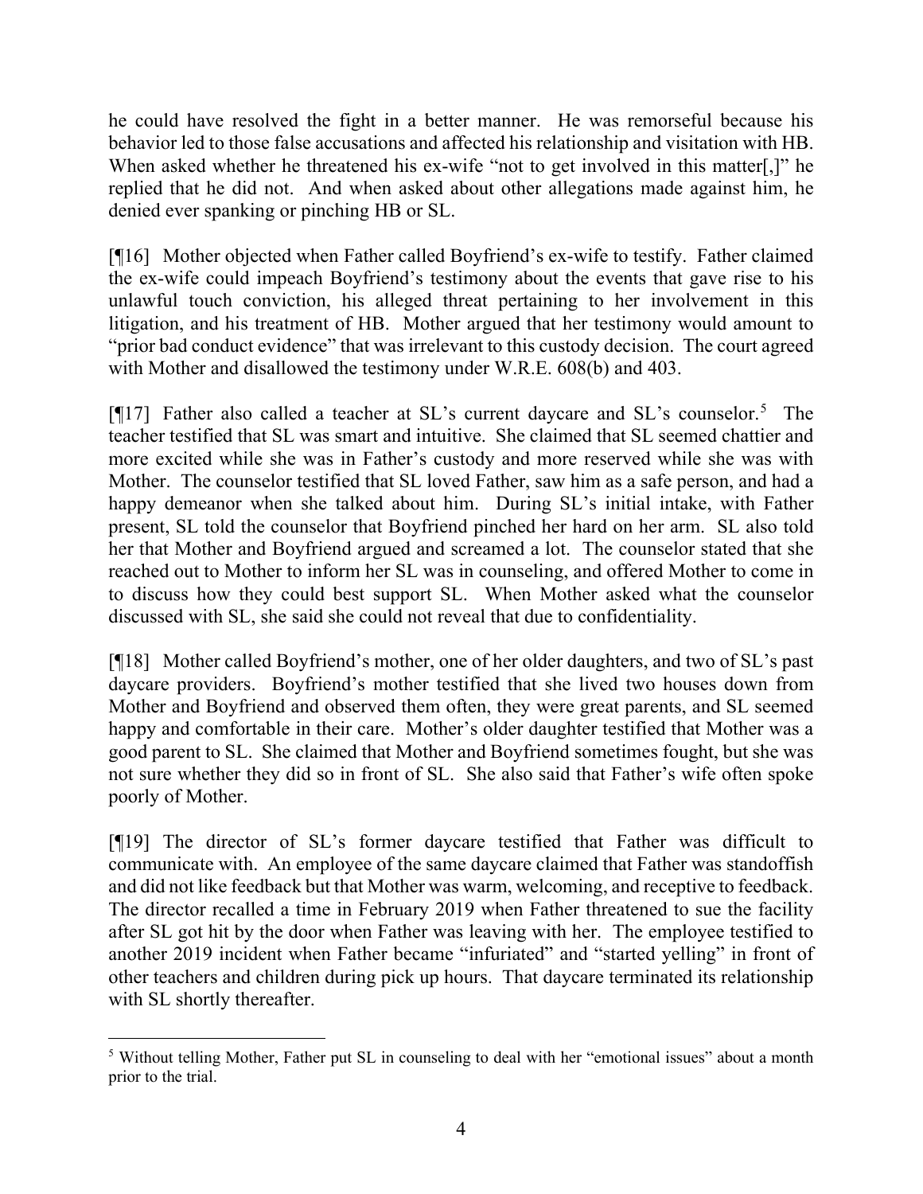he could have resolved the fight in a better manner. He was remorseful because his behavior led to those false accusations and affected his relationship and visitation with HB. When asked whether he threatened his ex-wife "not to get involved in this matter[,]" he replied that he did not. And when asked about other allegations made against him, he denied ever spanking or pinching HB or SL.

[¶16] Mother objected when Father called Boyfriend's ex-wife to testify. Father claimed the ex-wife could impeach Boyfriend's testimony about the events that gave rise to his unlawful touch conviction, his alleged threat pertaining to her involvement in this litigation, and his treatment of HB. Mother argued that her testimony would amount to "prior bad conduct evidence" that was irrelevant to this custody decision. The court agreed with Mother and disallowed the testimony under W.R.E. 608(b) and 403.

[¶17] Father also called a teacher at SL's current daycare and SL's counselor.[5] The teacher testified that SL was smart and intuitive. She claimed that SL seemed chattier and more excited while she was in Father's custody and more reserved while she was with Mother. The counselor testified that SL loved Father, saw him as a safe person, and had a happy demeanor when she talked about him. During SL's initial intake, with Father present, SL told the counselor that Boyfriend pinched her hard on her arm. SL also told her that Mother and Boyfriend argued and screamed a lot. The counselor stated that she reached out to Mother to inform her SL was in counseling, and offered Mother to come in to discuss how they could best support SL. When Mother asked what the counselor discussed with SL, she said she could not reveal that due to confidentiality.

[¶18] Mother called Boyfriend's mother, one of her older daughters, and two of SL's past daycare providers. Boyfriend's mother testified that she lived two houses down from Mother and Boyfriend and observed them often, they were great parents, and SL seemed happy and comfortable in their care. Mother's older daughter testified that Mother was a good parent to SL. She claimed that Mother and Boyfriend sometimes fought, but she was not sure whether they did so in front of SL. She also said that Father's wife often spoke poorly of Mother.

[¶19] The director of SL's former daycare testified that Father was difficult to communicate with. An employee of the same daycare claimed that Father was standoffish and did not like feedback but that Mother was warm, welcoming, and receptive to feedback. The director recalled a time in February 2019 when Father threatened to sue the facility after SL got hit by the door when Father was leaving with her. The employee testified to another 2019 incident when Father became "infuriated" and "started yelling" in front of other teachers and children during pick up hours. That daycare terminated its relationship with SL shortly thereafter.

---

[5] Without telling Mother, Father put SL in counseling to deal with her "emotional issues" about a month prior to the trial.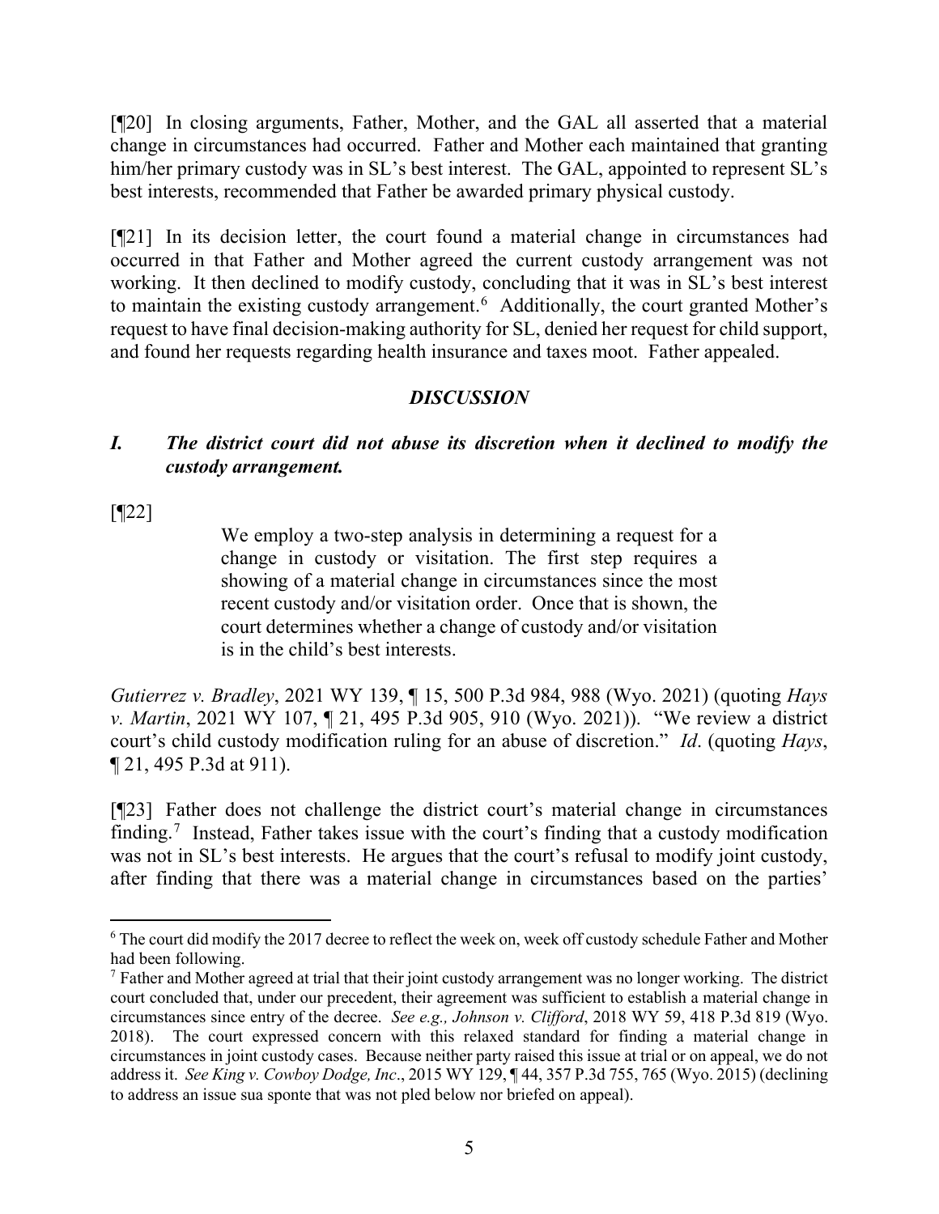[¶20] In closing arguments, Father, Mother, and the GAL all asserted that a material change in circumstances had occurred. Father and Mother each maintained that granting him/her primary custody was in SL's best interest. The GAL, appointed to represent SL's best interests, recommended that Father be awarded primary physical custody.

[¶21] In its decision letter, the court found a material change in circumstances had occurred in that Father and Mother agreed the current custody arrangement was not working. It then declined to modify custody, concluding that it was in SL's best interest to maintain the existing custody arrangement.[6] Additionally, the court granted Mother's request to have final decision-making authority for SL, denied her request for child support, and found her requests regarding health insurance and taxes moot. Father appealed.

## *DISCUSSION*

### *I. The district court did not abuse its discretion when it declined to modify the custody arrangement.*

[¶22]

> We employ a two-step analysis in determining a request for a change in custody or visitation. The first step requires a showing of a material change in circumstances since the most recent custody and/or visitation order. Once that is shown, the court determines whether a change of custody and/or visitation is in the child's best interests.

*Gutierrez v. Bradley*, 2021 WY 139, ¶ 15, 500 P.3d 984, 988 (Wyo. 2021) (quoting *Hays v. Martin*, 2021 WY 107, ¶ 21, 495 P.3d 905, 910 (Wyo. 2021)). "We review a district court's child custody modification ruling for an abuse of discretion." *Id*. (quoting *Hays*, ¶ 21, 495 P.3d at 911).

[¶23] Father does not challenge the district court's material change in circumstances finding.[7] Instead, Father takes issue with the court's finding that a custody modification was not in SL's best interests. He argues that the court's refusal to modify joint custody, after finding that there was a material change in circumstances based on the parties'

---

[6] The court did modify the 2017 decree to reflect the week on, week off custody schedule Father and Mother had been following.

[7] Father and Mother agreed at trial that their joint custody arrangement was no longer working. The district court concluded that, under our precedent, their agreement was sufficient to establish a material change in circumstances since entry of the decree. *See e.g., Johnson v. Clifford*, 2018 WY 59, 418 P.3d 819 (Wyo. 2018). The court expressed concern with this relaxed standard for finding a material change in circumstances in joint custody cases. Because neither party raised this issue at trial or on appeal, we do not address it. *See King v. Cowboy Dodge, Inc*., 2015 WY 129, ¶ 44, 357 P.3d 755, 765 (Wyo. 2015) (declining to address an issue sua sponte that was not pled below nor briefed on appeal).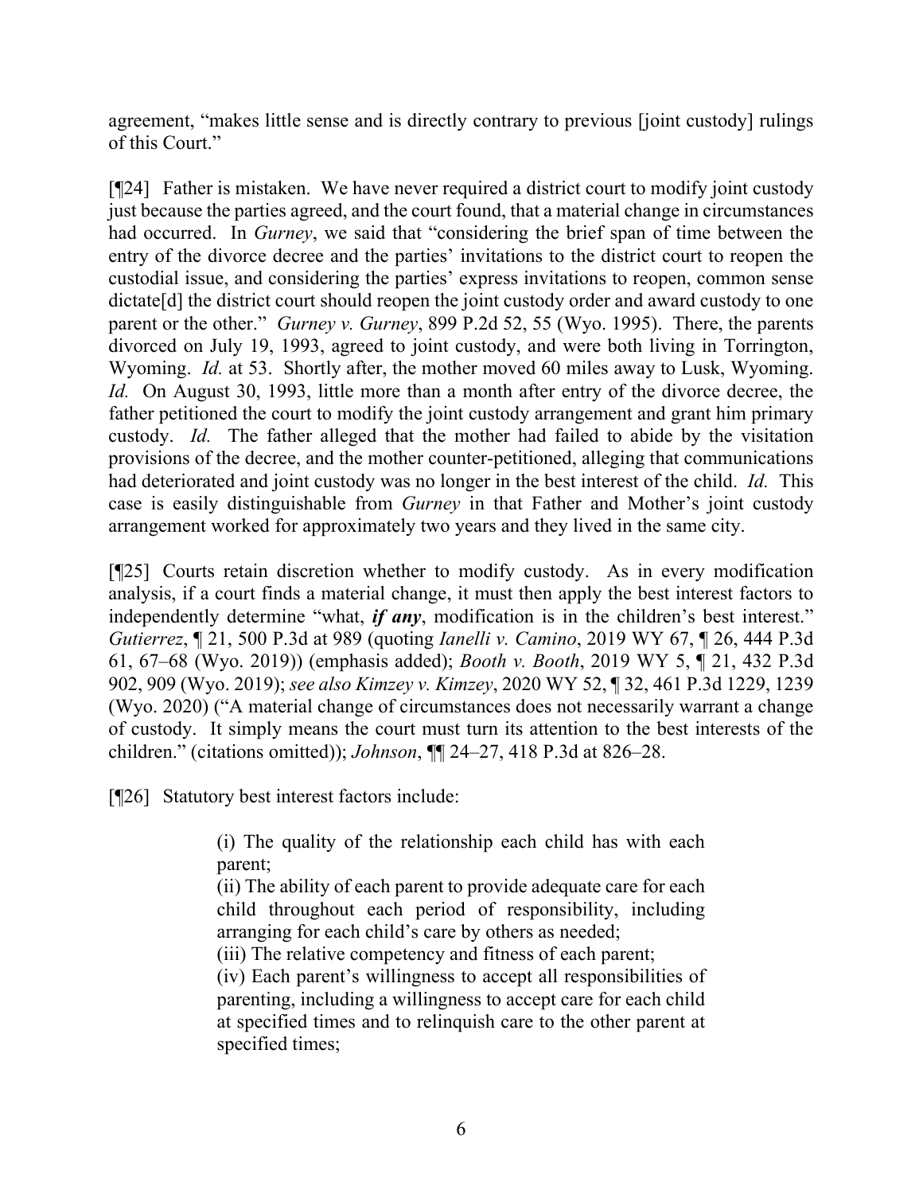agreement, "makes little sense and is directly contrary to previous [joint custody] rulings of this Court."

[¶24] Father is mistaken. We have never required a district court to modify joint custody just because the parties agreed, and the court found, that a material change in circumstances had occurred. In *Gurney*, we said that "considering the brief span of time between the entry of the divorce decree and the parties' invitations to the district court to reopen the custodial issue, and considering the parties' express invitations to reopen, common sense dictate[d] the district court should reopen the joint custody order and award custody to one parent or the other." *Gurney v. Gurney*, 899 P.2d 52, 55 (Wyo. 1995). There, the parents divorced on July 19, 1993, agreed to joint custody, and were both living in Torrington, Wyoming. *Id.* at 53. Shortly after, the mother moved 60 miles away to Lusk, Wyoming. *Id.* On August 30, 1993, little more than a month after entry of the divorce decree, the father petitioned the court to modify the joint custody arrangement and grant him primary custody. *Id.* The father alleged that the mother had failed to abide by the visitation provisions of the decree, and the mother counter-petitioned, alleging that communications had deteriorated and joint custody was no longer in the best interest of the child. *Id.* This case is easily distinguishable from *Gurney* in that Father and Mother's joint custody arrangement worked for approximately two years and they lived in the same city.

[¶25] Courts retain discretion whether to modify custody. As in every modification analysis, if a court finds a material change, it must then apply the best interest factors to independently determine "what, ***if any***, modification is in the children's best interest." *Gutierrez*, ¶ 21, 500 P.3d at 989 (quoting *Ianelli v. Camino*, 2019 WY 67, ¶ 26, 444 P.3d 61, 67–68 (Wyo. 2019)) (emphasis added); *Booth v. Booth*, 2019 WY 5, ¶ 21, 432 P.3d 902, 909 (Wyo. 2019); *see also Kimzey v. Kimzey*, 2020 WY 52, ¶ 32, 461 P.3d 1229, 1239 (Wyo. 2020) ("A material change of circumstances does not necessarily warrant a change of custody. It simply means the court must turn its attention to the best interests of the children." (citations omitted)); *Johnson*, ¶¶ 24–27, 418 P.3d at 826–28.

[¶26] Statutory best interest factors include:

> (i) The quality of the relationship each child has with each parent;
> (ii) The ability of each parent to provide adequate care for each child throughout each period of responsibility, including arranging for each child's care by others as needed;
> (iii) The relative competency and fitness of each parent;
> (iv) Each parent's willingness to accept all responsibilities of parenting, including a willingness to accept care for each child at specified times and to relinquish care to the other parent at specified times;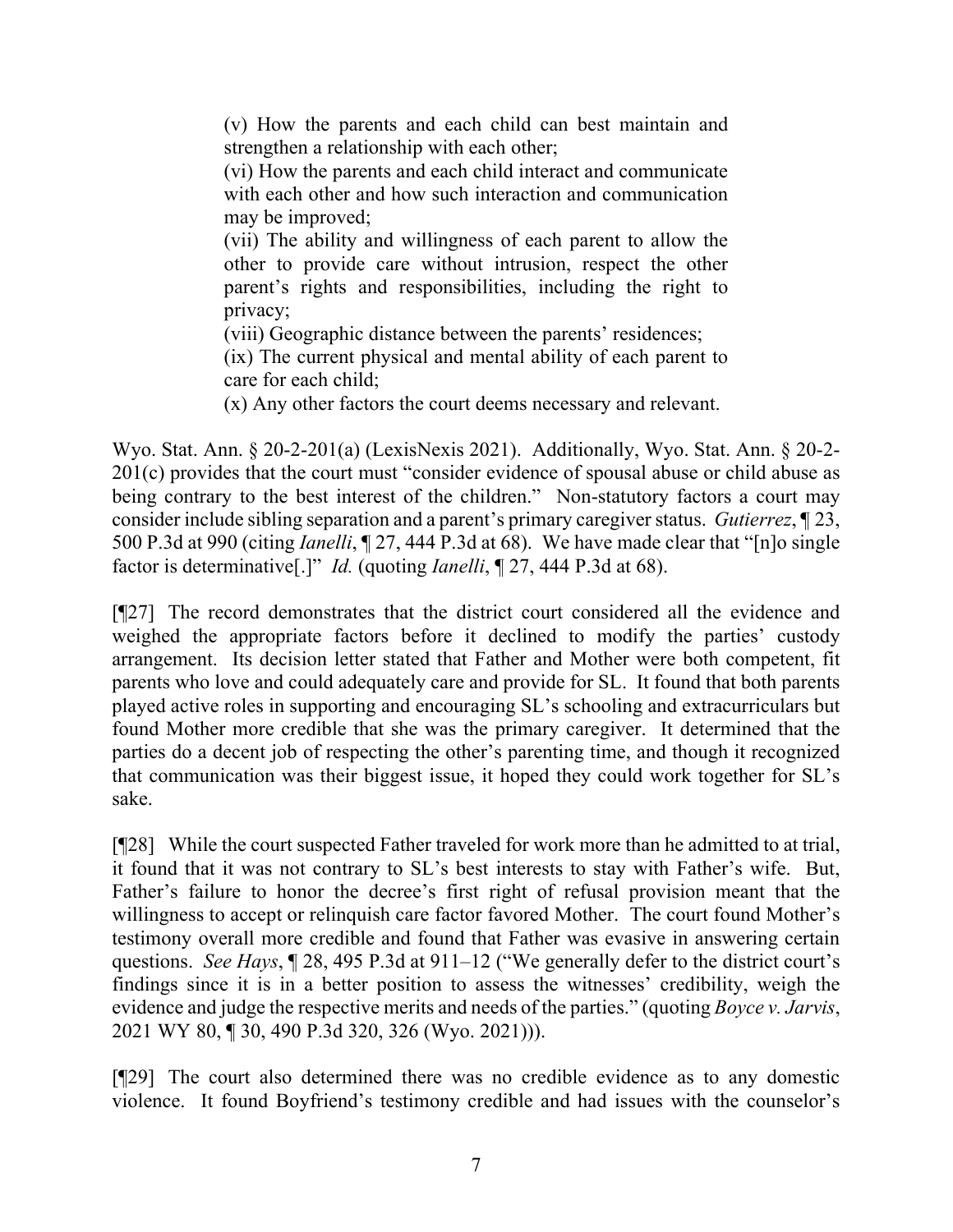(v) How the parents and each child can best maintain and strengthen a relationship with each other;

(vi) How the parents and each child interact and communicate with each other and how such interaction and communication may be improved;

(vii) The ability and willingness of each parent to allow the other to provide care without intrusion, respect the other parent's rights and responsibilities, including the right to privacy;

(viii) Geographic distance between the parents' residences;

(ix) The current physical and mental ability of each parent to care for each child;

(x) Any other factors the court deems necessary and relevant.

Wyo. Stat. Ann. § 20-2-201(a) (LexisNexis 2021). Additionally, Wyo. Stat. Ann. § 20-2-201(c) provides that the court must "consider evidence of spousal abuse or child abuse as being contrary to the best interest of the children." Non-statutory factors a court may consider include sibling separation and a parent's primary caregiver status. *Gutierrez*, ¶ 23, 500 P.3d at 990 (citing *Ianelli*, ¶ 27, 444 P.3d at 68). We have made clear that "[n]o single factor is determinative[.]" *Id.* (quoting *Ianelli*, ¶ 27, 444 P.3d at 68).

[¶27] The record demonstrates that the district court considered all the evidence and weighed the appropriate factors before it declined to modify the parties' custody arrangement. Its decision letter stated that Father and Mother were both competent, fit parents who love and could adequately care and provide for SL. It found that both parents played active roles in supporting and encouraging SL's schooling and extracurriculars but found Mother more credible that she was the primary caregiver. It determined that the parties do a decent job of respecting the other's parenting time, and though it recognized that communication was their biggest issue, it hoped they could work together for SL's sake.

[¶28] While the court suspected Father traveled for work more than he admitted to at trial, it found that it was not contrary to SL's best interests to stay with Father's wife. But, Father's failure to honor the decree's first right of refusal provision meant that the willingness to accept or relinquish care factor favored Mother. The court found Mother's testimony overall more credible and found that Father was evasive in answering certain questions. *See Hays*, ¶ 28, 495 P.3d at 911–12 ("We generally defer to the district court's findings since it is in a better position to assess the witnesses' credibility, weigh the evidence and judge the respective merits and needs of the parties." (quoting *Boyce v. Jarvis*, 2021 WY 80, ¶ 30, 490 P.3d 320, 326 (Wyo. 2021))).

[¶29] The court also determined there was no credible evidence as to any domestic violence. It found Boyfriend's testimony credible and had issues with the counselor's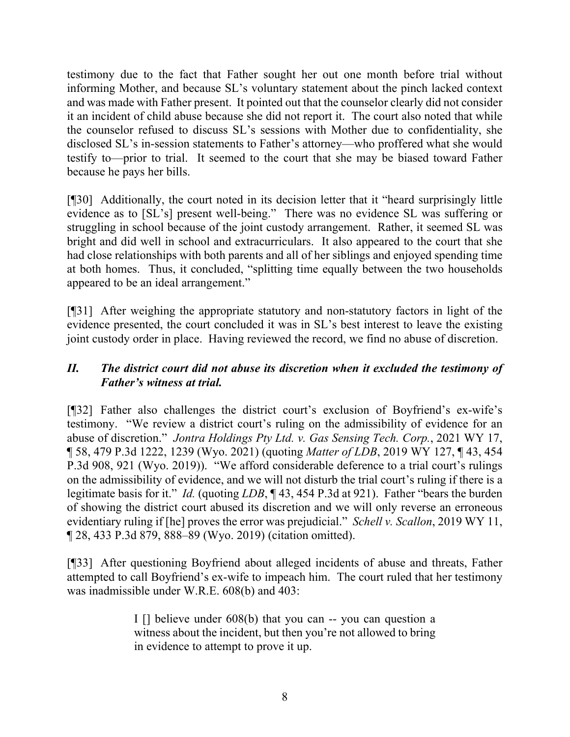testimony due to the fact that Father sought her out one month before trial without informing Mother, and because SL's voluntary statement about the pinch lacked context and was made with Father present. It pointed out that the counselor clearly did not consider it an incident of child abuse because she did not report it. The court also noted that while the counselor refused to discuss SL's sessions with Mother due to confidentiality, she disclosed SL's in-session statements to Father's attorney—who proffered what she would testify to—prior to trial. It seemed to the court that she may be biased toward Father because he pays her bills.

[¶30] Additionally, the court noted in its decision letter that it "heard surprisingly little evidence as to [SL's] present well-being." There was no evidence SL was suffering or struggling in school because of the joint custody arrangement. Rather, it seemed SL was bright and did well in school and extracurriculars. It also appeared to the court that she had close relationships with both parents and all of her siblings and enjoyed spending time at both homes. Thus, it concluded, "splitting time equally between the two households appeared to be an ideal arrangement."

[¶31] After weighing the appropriate statutory and non-statutory factors in light of the evidence presented, the court concluded it was in SL's best interest to leave the existing joint custody order in place. Having reviewed the record, we find no abuse of discretion.

## *II. The district court did not abuse its discretion when it excluded the testimony of Father's witness at trial.*

[¶32] Father also challenges the district court's exclusion of Boyfriend's ex-wife's testimony. "We review a district court's ruling on the admissibility of evidence for an abuse of discretion." *Jontra Holdings Pty Ltd. v. Gas Sensing Tech. Corp.*, 2021 WY 17, ¶ 58, 479 P.3d 1222, 1239 (Wyo. 2021) (quoting *Matter of LDB*, 2019 WY 127, ¶ 43, 454 P.3d 908, 921 (Wyo. 2019)). "We afford considerable deference to a trial court's rulings on the admissibility of evidence, and we will not disturb the trial court's ruling if there is a legitimate basis for it." *Id.* (quoting *LDB*, ¶ 43, 454 P.3d at 921). Father "bears the burden of showing the district court abused its discretion and we will only reverse an erroneous evidentiary ruling if [he] proves the error was prejudicial." *Schell v. Scallon*, 2019 WY 11, ¶ 28, 433 P.3d 879, 888–89 (Wyo. 2019) (citation omitted).

[¶33] After questioning Boyfriend about alleged incidents of abuse and threats, Father attempted to call Boyfriend's ex-wife to impeach him. The court ruled that her testimony was inadmissible under W.R.E. 608(b) and 403:

> I [] believe under 608(b) that you can -- you can question a witness about the incident, but then you're not allowed to bring in evidence to attempt to prove it up.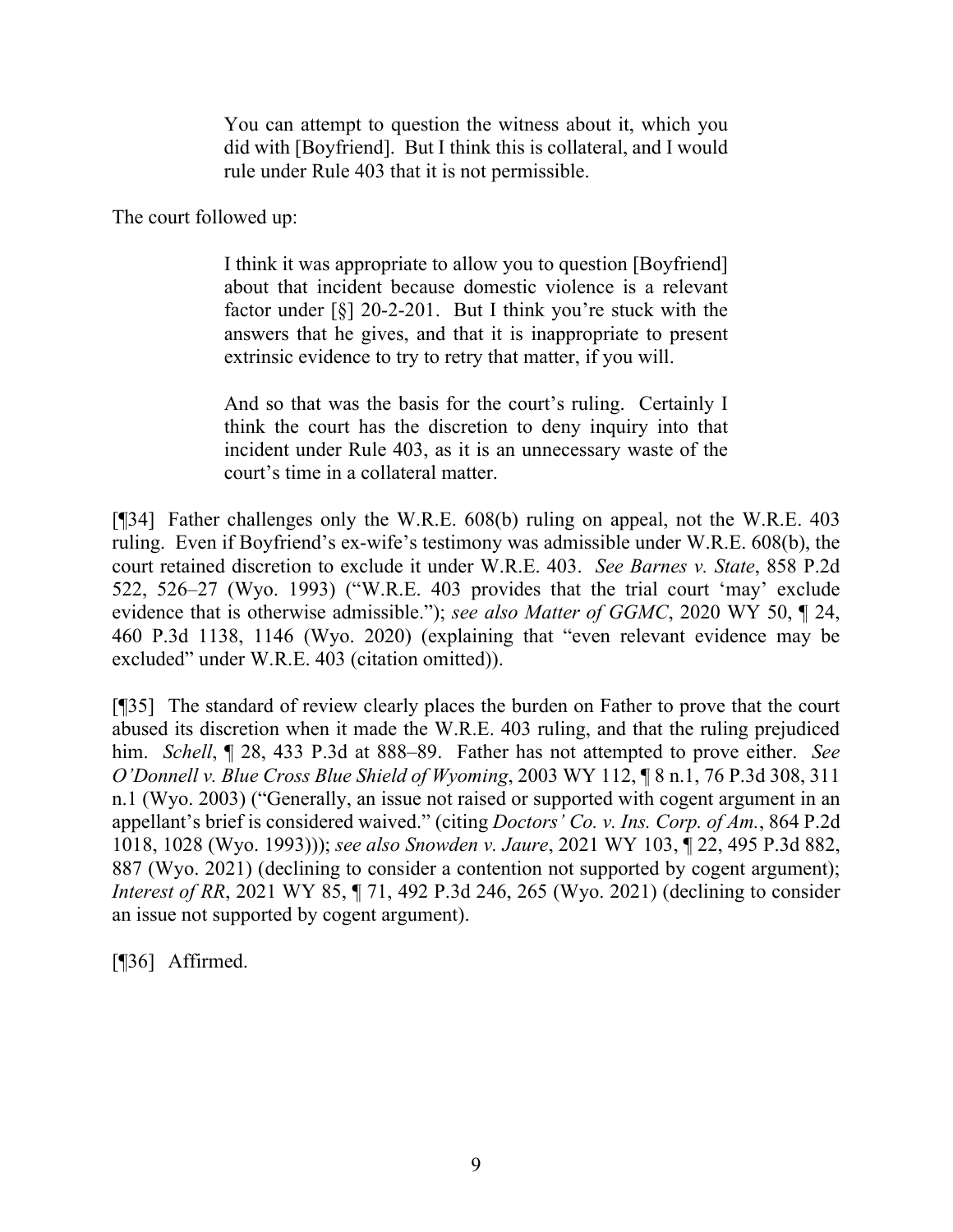> You can attempt to question the witness about it, which you did with [Boyfriend]. But I think this is collateral, and I would rule under Rule 403 that it is not permissible.

The court followed up:

> I think it was appropriate to allow you to question [Boyfriend] about that incident because domestic violence is a relevant factor under [§] 20-2-201. But I think you're stuck with the answers that he gives, and that it is inappropriate to present extrinsic evidence to try to retry that matter, if you will.
>
> And so that was the basis for the court's ruling. Certainly I think the court has the discretion to deny inquiry into that incident under Rule 403, as it is an unnecessary waste of the court's time in a collateral matter.

[¶34] Father challenges only the W.R.E. 608(b) ruling on appeal, not the W.R.E. 403 ruling. Even if Boyfriend's ex-wife's testimony was admissible under W.R.E. 608(b), the court retained discretion to exclude it under W.R.E. 403. *See Barnes v. State*, 858 P.2d 522, 526–27 (Wyo. 1993) ("W.R.E. 403 provides that the trial court 'may' exclude evidence that is otherwise admissible."); *see also Matter of GGMC*, 2020 WY 50, ¶ 24, 460 P.3d 1138, 1146 (Wyo. 2020) (explaining that "even relevant evidence may be excluded" under W.R.E. 403 (citation omitted)).

[¶35] The standard of review clearly places the burden on Father to prove that the court abused its discretion when it made the W.R.E. 403 ruling, and that the ruling prejudiced him. *Schell*, ¶ 28, 433 P.3d at 888–89. Father has not attempted to prove either. *See O'Donnell v. Blue Cross Blue Shield of Wyoming*, 2003 WY 112, ¶ 8 n.1, 76 P.3d 308, 311 n.1 (Wyo. 2003) ("Generally, an issue not raised or supported with cogent argument in an appellant's brief is considered waived." (citing *Doctors' Co. v. Ins. Corp. of Am.*, 864 P.2d 1018, 1028 (Wyo. 1993))); *see also Snowden v. Jaure*, 2021 WY 103, ¶ 22, 495 P.3d 882, 887 (Wyo. 2021) (declining to consider a contention not supported by cogent argument); *Interest of RR*, 2021 WY 85, ¶ 71, 492 P.3d 246, 265 (Wyo. 2021) (declining to consider an issue not supported by cogent argument).

[¶36] Affirmed.